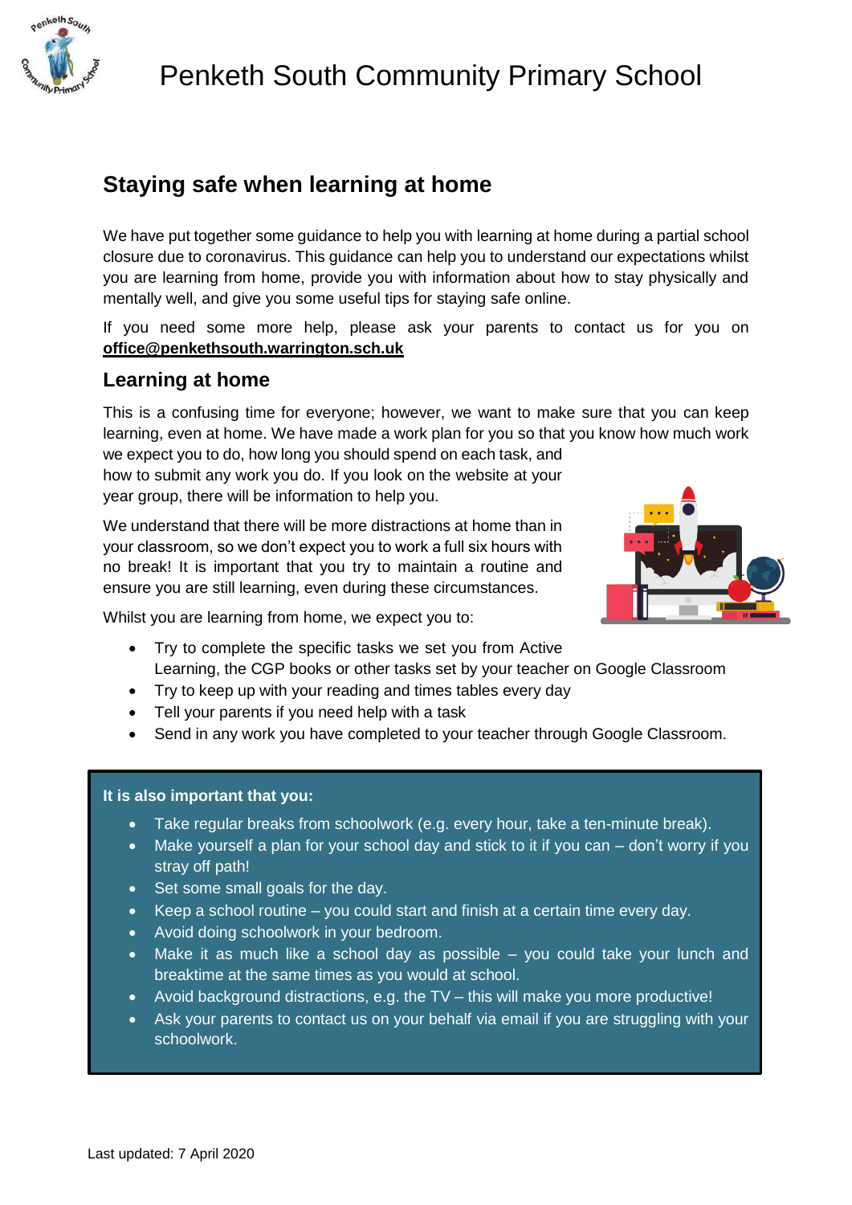# Penketh South Community Primary School

## Staying safe when learning at home

We have put together some guidance to help you with learning at home during a partial school closure due to coronavirus. This guidance can help you to understand our expectations whilst you are learning from home, provide you with information about how to stay physically and mentally well, and give you some useful tips for staying safe online.

If you need some more help, please ask your parents to contact us for you on **office@penkethsouth.warrington.sch.uk**

### Learning at home

This is a confusing time for everyone; however, we want to make sure that you can keep learning, even at home. We have made a work plan for you so that you know how much work we expect you to do, how long you should spend on each task, and how to submit any work you do. If you look on the website at your year group, there will be information to help you.

We understand that there will be more distractions at home than in your classroom, so we don't expect you to work a full six hours with no break! It is important that you try to maintain a routine and ensure you are still learning, even during these circumstances.

Whilst you are learning from home, we expect you to:

- Try to complete the specific tasks we set you from Active Learning, the CGP books or other tasks set by your teacher on Google Classroom
- Try to keep up with your reading and times tables every day
- Tell your parents if you need help with a task
- Send in any work you have completed to your teacher through Google Classroom.

**It is also important that you:**

- Take regular breaks from schoolwork (e.g. every hour, take a ten-minute break).
- Make yourself a plan for your school day and stick to it if you can – don't worry if you stray off path!
- Set some small goals for the day.
- Keep a school routine – you could start and finish at a certain time every day.
- Avoid doing schoolwork in your bedroom.
- Make it as much like a school day as possible – you could take your lunch and breaktime at the same times as you would at school.
- Avoid background distractions, e.g. the TV – this will make you more productive!
- Ask your parents to contact us on your behalf via email if you are struggling with your schoolwork.

Last updated: 7 April 2020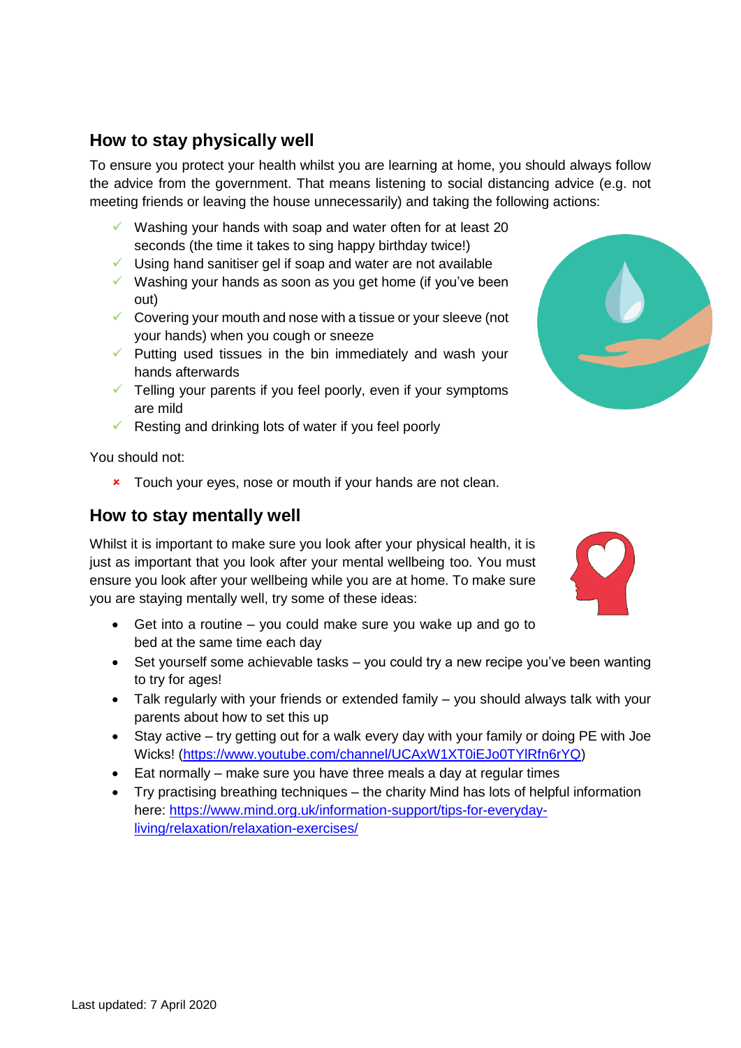## How to stay physically well

To ensure you protect your health whilst you are learning at home, you should always follow the advice from the government. That means listening to social distancing advice (e.g. not meeting friends or leaving the house unnecessarily) and taking the following actions:

- ✓ Washing your hands with soap and water often for at least 20 seconds (the time it takes to sing happy birthday twice!)
- ✓ Using hand sanitiser gel if soap and water are not available
- ✓ Washing your hands as soon as you get home (if you've been out)
- ✓ Covering your mouth and nose with a tissue or your sleeve (not your hands) when you cough or sneeze
- ✓ Putting used tissues in the bin immediately and wash your hands afterwards
- ✓ Telling your parents if you feel poorly, even if your symptoms are mild
- ✓ Resting and drinking lots of water if you feel poorly

You should not:

- ✗ Touch your eyes, nose or mouth if your hands are not clean.

## How to stay mentally well

Whilst it is important to make sure you look after your physical health, it is just as important that you look after your mental wellbeing too. You must ensure you look after your wellbeing while you are at home. To make sure you are staying mentally well, try some of these ideas:

- Get into a routine – you could make sure you wake up and go to bed at the same time each day
- Set yourself some achievable tasks – you could try a new recipe you've been wanting to try for ages!
- Talk regularly with your friends or extended family – you should always talk with your parents about how to set this up
- Stay active – try getting out for a walk every day with your family or doing PE with Joe Wicks! (https://www.youtube.com/channel/UCAxW1XT0iEJo0TYlRfn6rYQ)
- Eat normally – make sure you have three meals a day at regular times
- Try practising breathing techniques – the charity Mind has lots of helpful information here: https://www.mind.org.uk/information-support/tips-for-everyday-living/relaxation/relaxation-exercises/

Last updated: 7 April 2020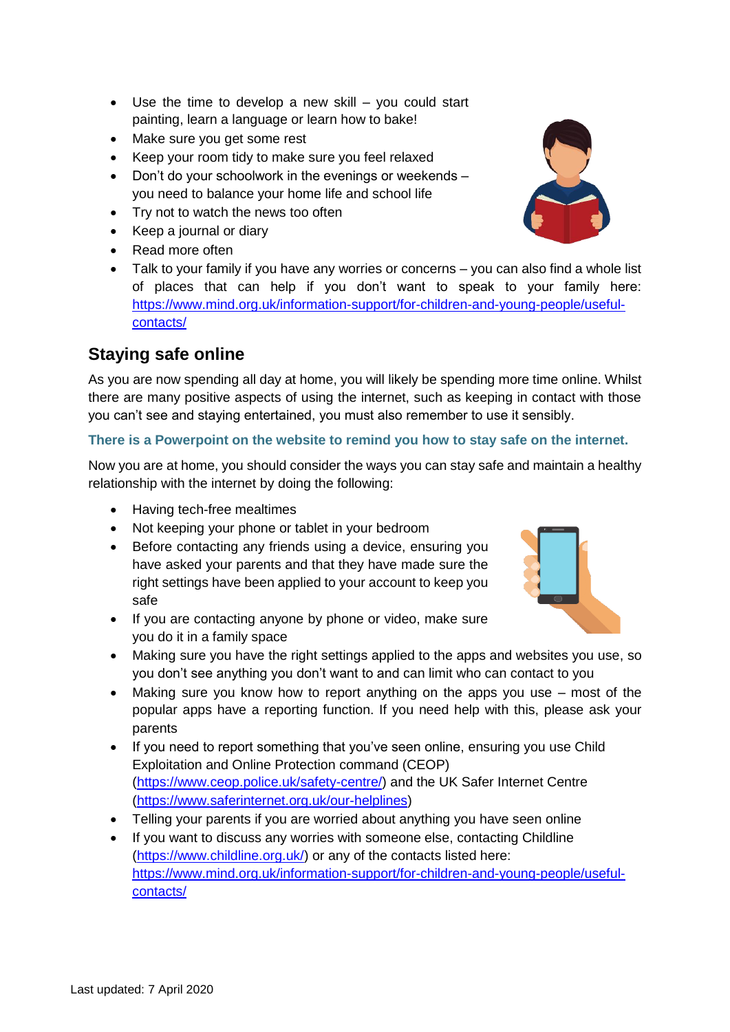- Use the time to develop a new skill – you could start painting, learn a language or learn how to bake!
- Make sure you get some rest
- Keep your room tidy to make sure you feel relaxed
- Don't do your schoolwork in the evenings or weekends – you need to balance your home life and school life
- Try not to watch the news too often
- Keep a journal or diary
- Read more often
- Talk to your family if you have any worries or concerns – you can also find a whole list of places that can help if you don't want to speak to your family here: https://www.mind.org.uk/information-support/for-children-and-young-people/useful-contacts/

## Staying safe online

As you are now spending all day at home, you will likely be spending more time online. Whilst there are many positive aspects of using the internet, such as keeping in contact with those you can't see and staying entertained, you must also remember to use it sensibly.

**There is a Powerpoint on the website to remind you how to stay safe on the internet.**

Now you are at home, you should consider the ways you can stay safe and maintain a healthy relationship with the internet by doing the following:

- Having tech-free mealtimes
- Not keeping your phone or tablet in your bedroom
- Before contacting any friends using a device, ensuring you have asked your parents and that they have made sure the right settings have been applied to your account to keep you safe
- If you are contacting anyone by phone or video, make sure you do it in a family space
- Making sure you have the right settings applied to the apps and websites you use, so you don't see anything you don't want to and can limit who can contact to you
- Making sure you know how to report anything on the apps you use – most of the popular apps have a reporting function. If you need help with this, please ask your parents
- If you need to report something that you've seen online, ensuring you use Child Exploitation and Online Protection command (CEOP) (https://www.ceop.police.uk/safety-centre/) and the UK Safer Internet Centre (https://www.saferinternet.org.uk/our-helplines)
- Telling your parents if you are worried about anything you have seen online
- If you want to discuss any worries with someone else, contacting Childline (https://www.childline.org.uk/) or any of the contacts listed here: https://www.mind.org.uk/information-support/for-children-and-young-people/useful-contacts/

Last updated: 7 April 2020